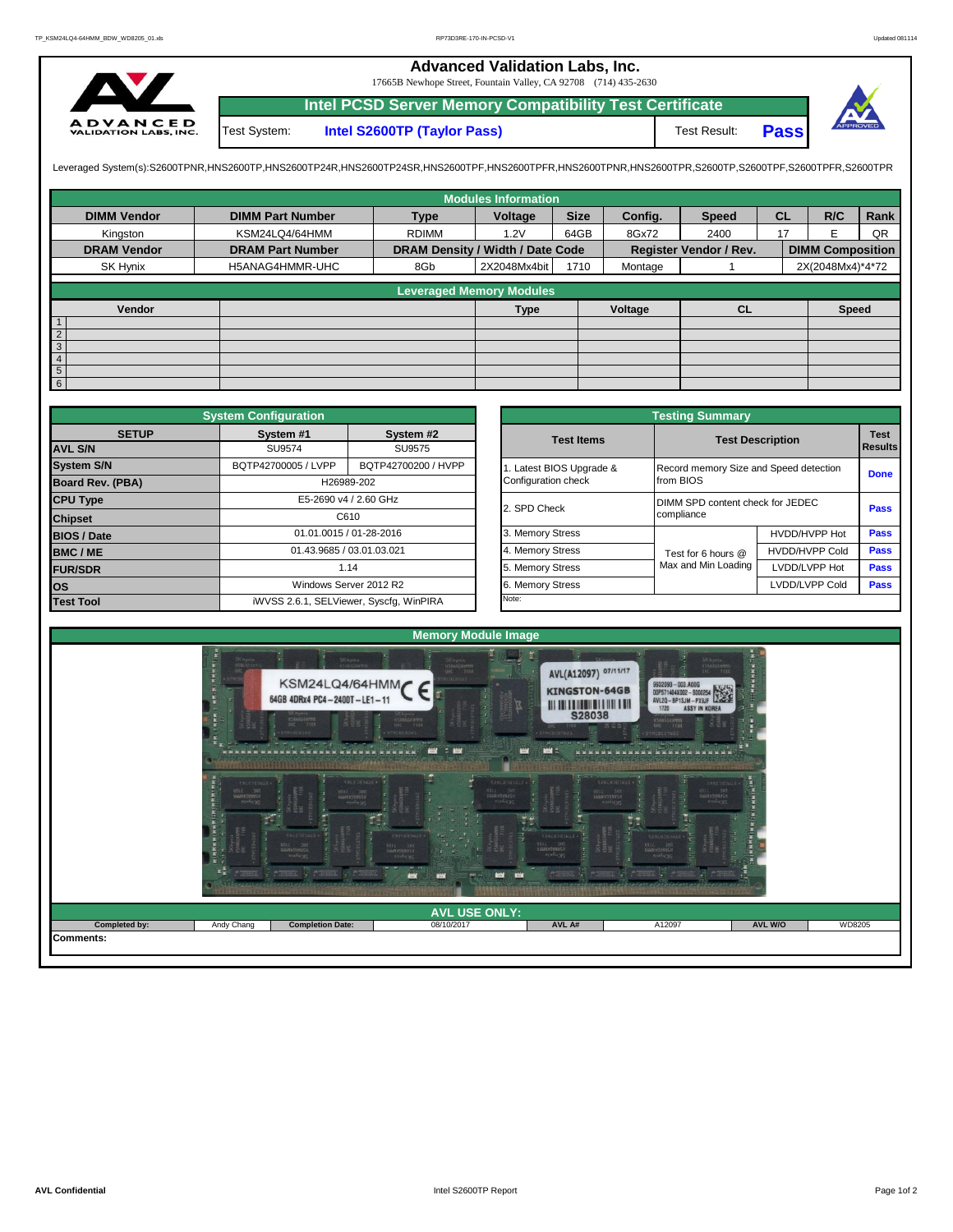# Advanced Validation Labs, Inc.

17665B Newhope Street, Fountain Valley, CA 92708 (714) 435-2630

## Intel PCSD Server Memory Compatibility Test Certificate

Test System: **Intel S2600TP (Taylor Pass)**

Test Result: **Pass**

Leveraged System(s):S2600TPNR,HNS2600TP,HNS2600TP24R,HNS2600TP24SR,HNS2600TPF,HNS2600TPFR,HNS2600TPNR,HNS2600TPR,S2600TP,S2600TPF,S2600TPFR,S2600TPR

### Modules Information

| DIMM Vendor | DIMM Part Number | Type | Voltage | Size | Config. | Speed | CL | R/C | Rank |
|---|---|---|---|---|---|---|---|---|---|
| Kingston | KSM24LQ4/64HMM | RDIMM | 1.2V | 64GB | 8Gx72 | 2400 | 17 | E | QR |
| **DRAM Vendor** | **DRAM Part Number** | **DRAM Density / Width / Date Code** | | | **Register Vendor / Rev.** | | | **DIMM Composition** | |
| SK Hynix | H5ANAG4HMMR-UHC | 8Gb | 2X2048Mx4bit | 1710 | Montage | 1 | | 2X(2048Mx4)*4*72 | |

### Leveraged Memory Modules

| | Vendor | | Type | Voltage | CL | Speed |
|---|---|---|---|---|---|---|
| 1 | | | | | | |
| 2 | | | | | | |
| 3 | | | | | | |
| 4 | | | | | | |
| 5 | | | | | | |
| 6 | | | | | | |

### System Configuration

| SETUP | System #1 | System #2 |
|---|---|---|
| AVL S/N | SU9574 | SU9575 |
| System S/N | BQTP42700005 / LVPP | BQTP42700200 / HVPP |
| Board Rev. (PBA) | H26989-202 | |
| CPU Type | E5-2690 v4 / 2.60 GHz | |
| Chipset | C610 | |
| BIOS / Date | 01.01.0015 / 01-28-2016 | |
| BMC / ME | 01.43.9685 / 03.01.03.021 | |
| FUR/SDR | 1.14 | |
| OS | Windows Server 2012 R2 | |
| Test Tool | iWVSS 2.6.1, SELViewer, Syscfg, WinPIRA | |

### Testing Summary

| Test Items | Test Description | | Test Results |
|---|---|---|---|
| 1. Latest BIOS Upgrade & Configuration check | Record memory Size and Speed detection from BIOS | | Done |
| 2. SPD Check | DIMM SPD content check for JEDEC compliance | | Pass |
| 3. Memory Stress | Test for 6 hours @ Max and Min Loading | HVDD/HVPP Hot | Pass |
| 4. Memory Stress | | HVDD/HVPP Cold | Pass |
| 5. Memory Stress | | LVDD/LVPP Hot | Pass |
| 6. Memory Stress | | LVDD/LVPP Cold | Pass |
| Note: | | | |

### Memory Module Image

### AVL USE ONLY:

| Completed by: | Andy Chang | Completion Date: | 08/10/2017 | AVL A# | A12097 | AVL W/O | WD8205 |
|---|---|---|---|---|---|---|---|

Comments: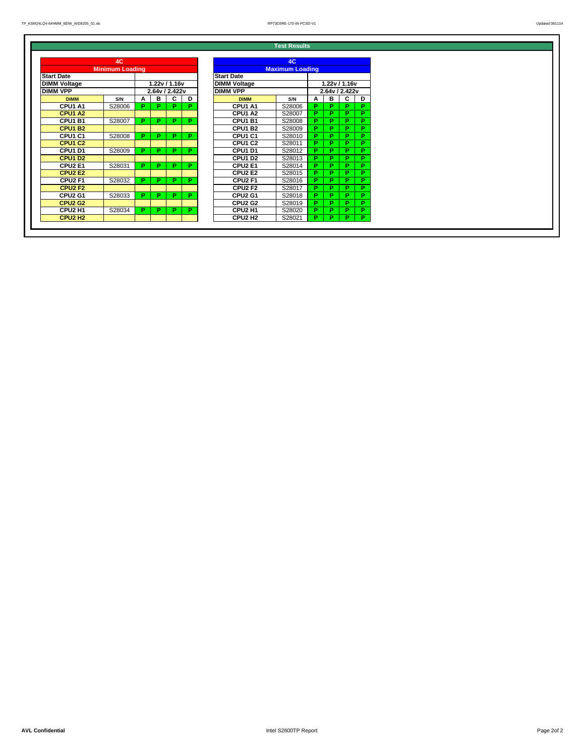## Test Results

| 4C Minimum Loading | | | | | |
| --- | --- | --- | --- | --- | --- |
| Start Date | | | | | |
| DIMM Voltage | | 1.22v / 1.16v | | | |
| DIMM VPP | | 2.64v / 2.422v | | | |
| DIMM | S/N | A | B | C | D |
| CPU1 A1 | S28006 | P | P | P | P |
| CPU1 A2 | | | | | |
| CPU1 B1 | S28007 | P | P | P | P |
| CPU1 B2 | | | | | |
| CPU1 C1 | S28008 | P | P | P | P |
| CPU1 C2 | | | | | |
| CPU1 D1 | S28009 | P | P | P | P |
| CPU1 D2 | | | | | |
| CPU2 E1 | S28031 | P | P | P | P |
| CPU2 E2 | | | | | |
| CPU2 F1 | S28032 | P | P | P | P |
| CPU2 F2 | | | | | |
| CPU2 G1 | S28033 | P | P | P | P |
| CPU2 G2 | | | | | |
| CPU2 H1 | S28034 | P | P | P | P |
| CPU2 H2 | | | | | |

| 4C Maximum Loading | | | | | |
| --- | --- | --- | --- | --- | --- |
| Start Date | | | | | |
| DIMM Voltage | | 1.22v / 1.16v | | | |
| DIMM VPP | | 2.64v / 2.422v | | | |
| DIMM | S/N | A | B | C | D |
| CPU1 A1 | S28006 | P | P | P | P |
| CPU1 A2 | S28007 | P | P | P | P |
| CPU1 B1 | S28008 | P | P | P | P |
| CPU1 B2 | S28009 | P | P | P | P |
| CPU1 C1 | S28010 | P | P | P | P |
| CPU1 C2 | S28011 | P | P | P | P |
| CPU1 D1 | S28012 | P | P | P | P |
| CPU1 D2 | S28013 | P | P | P | P |
| CPU2 E1 | S28014 | P | P | P | P |
| CPU2 E2 | S28015 | P | P | P | P |
| CPU2 F1 | S28016 | P | P | P | P |
| CPU2 F2 | S28017 | P | P | P | P |
| CPU2 G1 | S28018 | P | P | P | P |
| CPU2 G2 | S28019 | P | P | P | P |
| CPU2 H1 | S28020 | P | P | P | P |
| CPU2 H2 | S28021 | P | P | P | P |